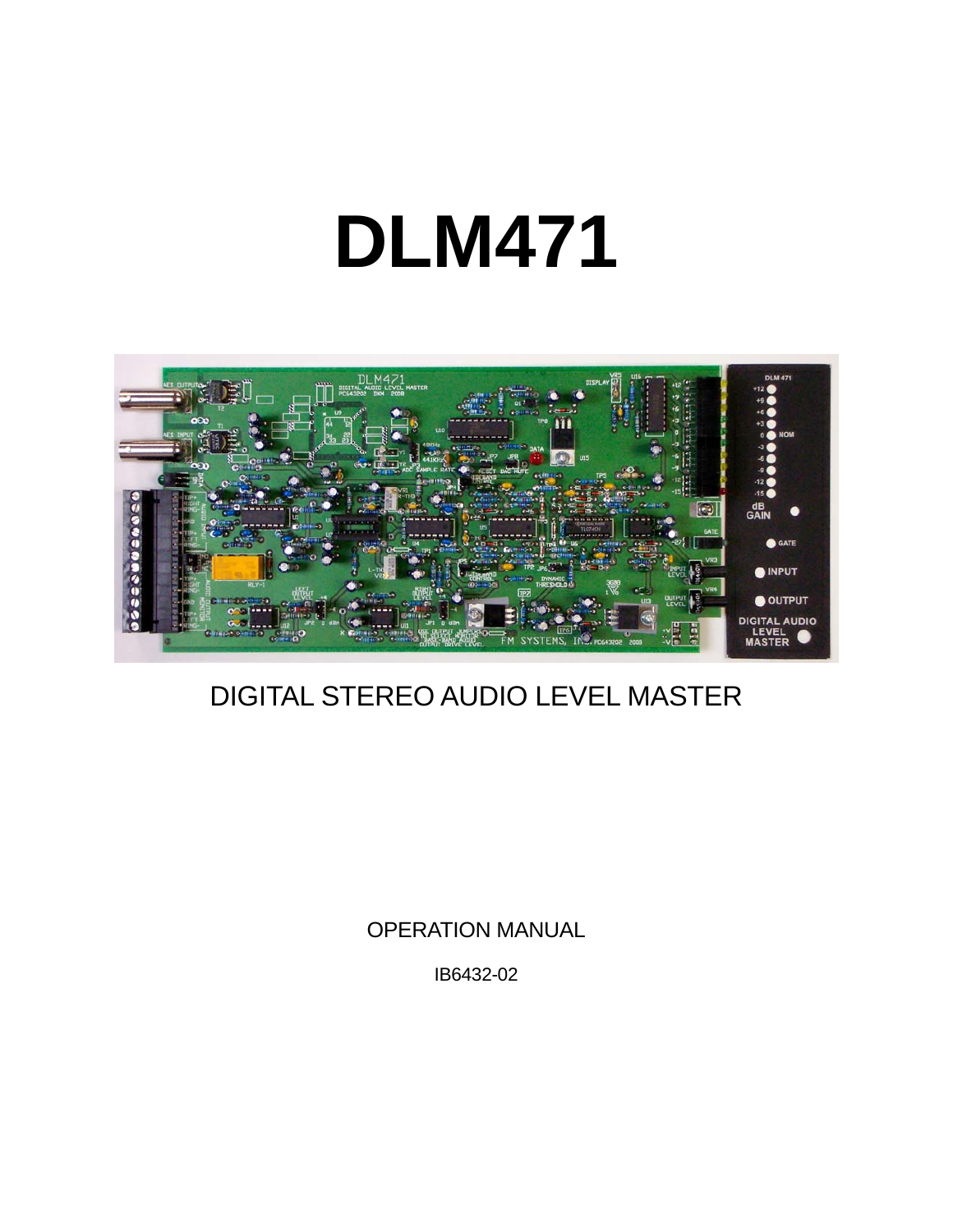# DLM471

DIGITAL STEREO AUDIO LEVEL MASTER

OPERATION MANUAL

IB6432-02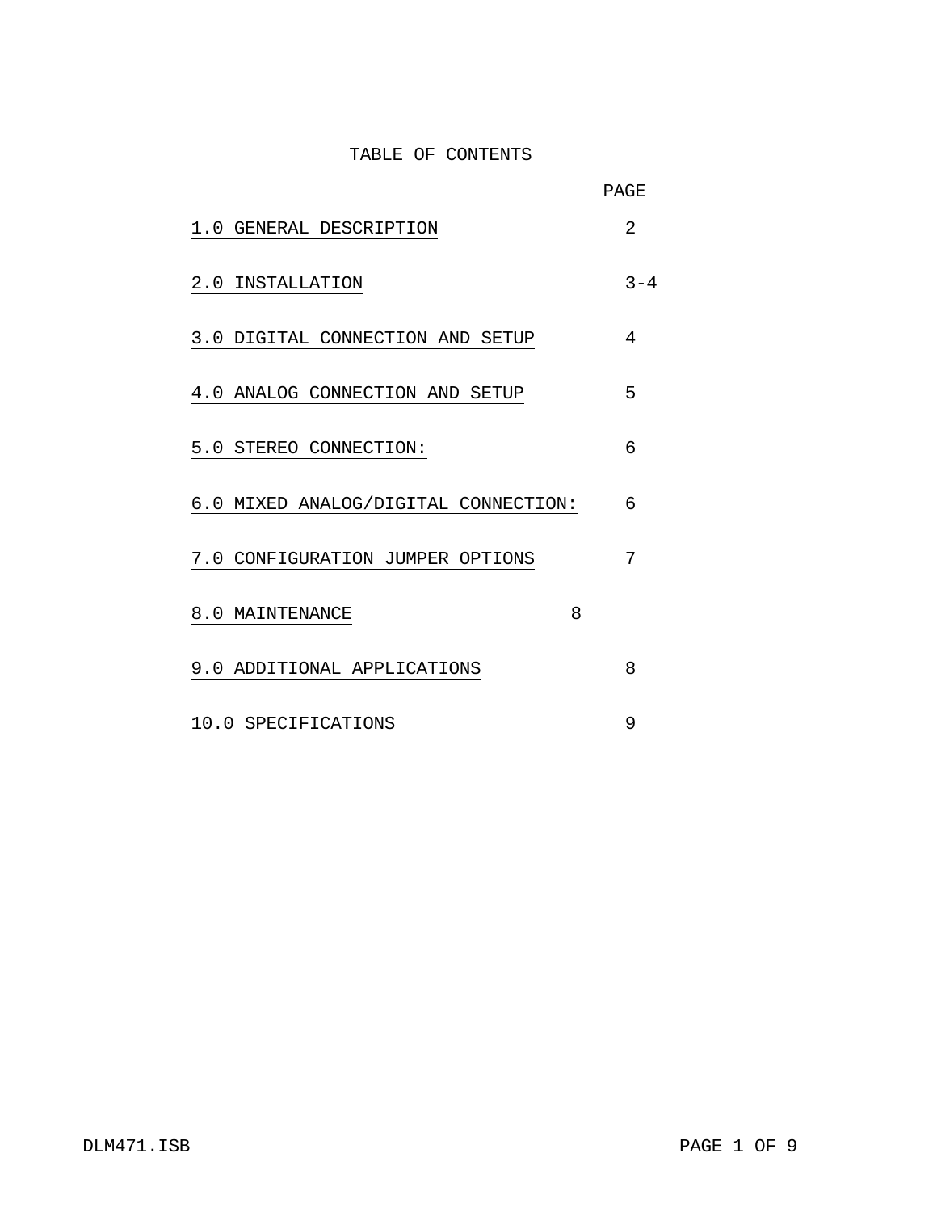# TABLE OF CONTENTS

| | PAGE |
|---|---|
| 1.0 GENERAL DESCRIPTION | 2 |
| 2.0 INSTALLATION | 3-4 |
| 3.0 DIGITAL CONNECTION AND SETUP | 4 |
| 4.0 ANALOG CONNECTION AND SETUP | 5 |
| 5.0 STEREO CONNECTION: | 6 |
| 6.0 MIXED ANALOG/DIGITAL CONNECTION: | 6 |
| 7.0 CONFIGURATION JUMPER OPTIONS | 7 |
| 8.0 MAINTENANCE | 8 |
| 9.0 ADDITIONAL APPLICATIONS | 8 |
| 10.0 SPECIFICATIONS | 9 |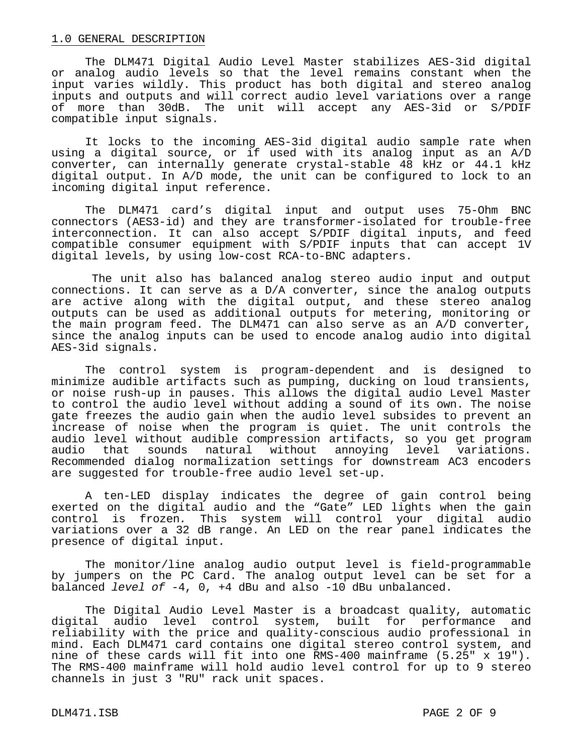## 1.0 GENERAL DESCRIPTION

The DLM471 Digital Audio Level Master stabilizes AES-3id digital or analog audio levels so that the level remains constant when the input varies wildly. This product has both digital and stereo analog inputs and outputs and will correct audio level variations over a range of more than 30dB. The unit will accept any AES-3id or S/PDIF compatible input signals.

It locks to the incoming AES-3id digital audio sample rate when using a digital source, or if used with its analog input as an A/D converter, can internally generate crystal-stable 48 kHz or 44.1 kHz digital output. In A/D mode, the unit can be configured to lock to an incoming digital input reference.

The DLM471 card's digital input and output uses 75-Ohm BNC connectors (AES3-id) and they are transformer-isolated for trouble-free interconnection. It can also accept S/PDIF digital inputs, and feed compatible consumer equipment with S/PDIF inputs that can accept 1V digital levels, by using low-cost RCA-to-BNC adapters.

The unit also has balanced analog stereo audio input and output connections. It can serve as a D/A converter, since the analog outputs are active along with the digital output, and these stereo analog outputs can be used as additional outputs for metering, monitoring or the main program feed. The DLM471 can also serve as an A/D converter, since the analog inputs can be used to encode analog audio into digital AES-3id signals.

The control system is program-dependent and is designed to minimize audible artifacts such as pumping, ducking on loud transients, or noise rush-up in pauses. This allows the digital audio Level Master to control the audio level without adding a sound of its own. The noise gate freezes the audio gain when the audio level subsides to prevent an increase of noise when the program is quiet. The unit controls the audio level without audible compression artifacts, so you get program audio that sounds natural without annoying level variations. Recommended dialog normalization settings for downstream AC3 encoders are suggested for trouble-free audio level set-up.

A ten-LED display indicates the degree of gain control being exerted on the digital audio and the "Gate" LED lights when the gain control is frozen. This system will control your digital audio variations over a 32 dB range. An LED on the rear panel indicates the presence of digital input.

The monitor/line analog audio output level is field-programmable by jumpers on the PC Card. The analog output level can be set for a balanced *level of* -4, 0, +4 dBu and also -10 dBu unbalanced.

The Digital Audio Level Master is a broadcast quality, automatic digital audio level control system, built for performance and reliability with the price and quality-conscious audio professional in mind. Each DLM471 card contains one digital stereo control system, and nine of these cards will fit into one RMS-400 mainframe (5.25" x 19"). The RMS-400 mainframe will hold audio level control for up to 9 stereo channels in just 3 "RU" rack unit spaces.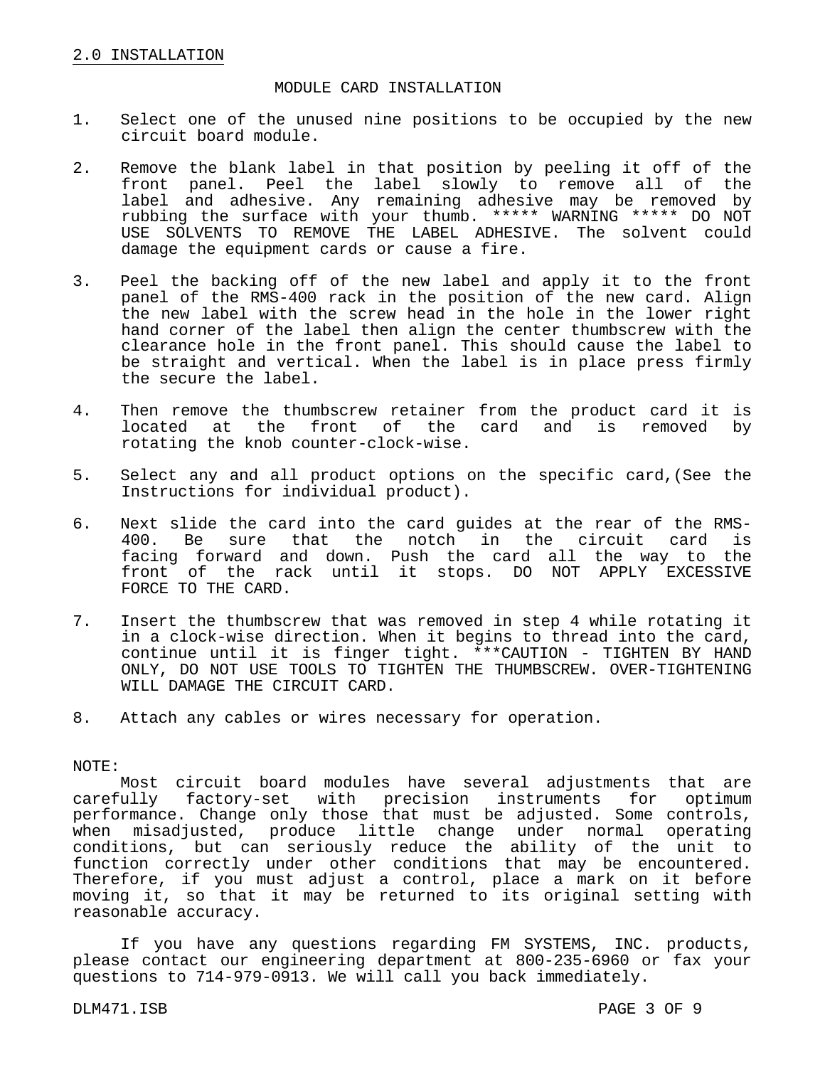## 2.0 INSTALLATION

### MODULE CARD INSTALLATION

1. Select one of the unused nine positions to be occupied by the new circuit board module.

2. Remove the blank label in that position by peeling it off of the front panel. Peel the label slowly to remove all of the label and adhesive. Any remaining adhesive may be removed by rubbing the surface with your thumb. ***** WARNING ***** DO NOT USE SOLVENTS TO REMOVE THE LABEL ADHESIVE. The solvent could damage the equipment cards or cause a fire.

3. Peel the backing off of the new label and apply it to the front panel of the RMS-400 rack in the position of the new card. Align the new label with the screw head in the hole in the lower right hand corner of the label then align the center thumbscrew with the clearance hole in the front panel. This should cause the label to be straight and vertical. When the label is in place press firmly the secure the label.

4. Then remove the thumbscrew retainer from the product card it is located at the front of the card and is removed by rotating the knob counter-clock-wise.

5. Select any and all product options on the specific card,(See the Instructions for individual product).

6. Next slide the card into the card guides at the rear of the RMS-400. Be sure that the notch in the circuit card is facing forward and down. Push the card all the way to the front of the rack until it stops. DO NOT APPLY EXCESSIVE FORCE TO THE CARD.

7. Insert the thumbscrew that was removed in step 4 while rotating it in a clock-wise direction. When it begins to thread into the card, continue until it is finger tight. ***CAUTION - TIGHTEN BY HAND ONLY, DO NOT USE TOOLS TO TIGHTEN THE THUMBSCREW. OVER-TIGHTENING WILL DAMAGE THE CIRCUIT CARD.

8. Attach any cables or wires necessary for operation.

NOTE:

Most circuit board modules have several adjustments that are carefully factory-set with precision instruments for optimum performance. Change only those that must be adjusted. Some controls, when misadjusted, produce little change under normal operating conditions, but can seriously reduce the ability of the unit to function correctly under other conditions that may be encountered. Therefore, if you must adjust a control, place a mark on it before moving it, so that it may be returned to its original setting with reasonable accuracy.

If you have any questions regarding FM SYSTEMS, INC. products, please contact our engineering department at 800-235-6960 or fax your questions to 714-979-0913. We will call you back immediately.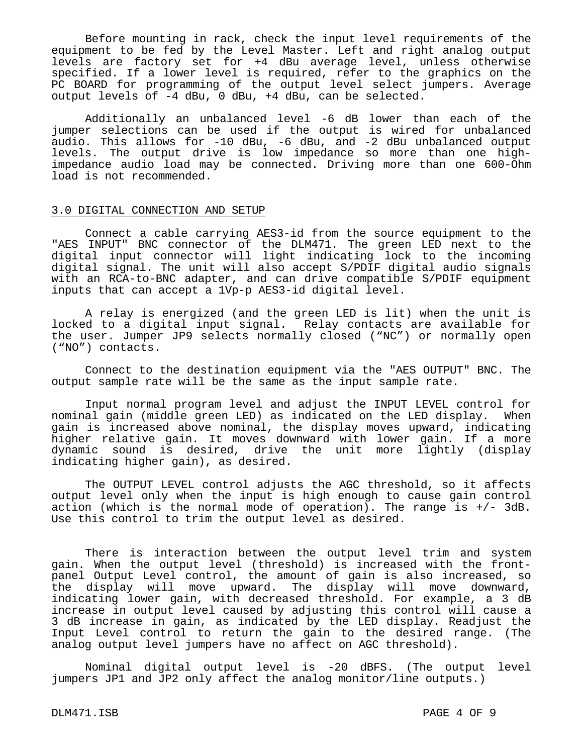Before mounting in rack, check the input level requirements of the equipment to be fed by the Level Master. Left and right analog output levels are factory set for +4 dBu average level, unless otherwise specified. If a lower level is required, refer to the graphics on the PC BOARD for programming of the output level select jumpers. Average output levels of -4 dBu, 0 dBu, +4 dBu, can be selected.

Additionally an unbalanced level -6 dB lower than each of the jumper selections can be used if the output is wired for unbalanced audio. This allows for -10 dBu, -6 dBu, and -2 dBu unbalanced output levels. The output drive is low impedance so more than one high-impedance audio load may be connected. Driving more than one 600-Ohm load is not recommended.

## 3.0 DIGITAL CONNECTION AND SETUP

Connect a cable carrying AES3-id from the source equipment to the "AES INPUT" BNC connector of the DLM471. The green LED next to the digital input connector will light indicating lock to the incoming digital signal. The unit will also accept S/PDIF digital audio signals with an RCA-to-BNC adapter, and can drive compatible S/PDIF equipment inputs that can accept a 1Vp-p AES3-id digital level.

A relay is energized (and the green LED is lit) when the unit is locked to a digital input signal. Relay contacts are available for the user. Jumper JP9 selects normally closed ("NC") or normally open ("NO") contacts.

Connect to the destination equipment via the "AES OUTPUT" BNC. The output sample rate will be the same as the input sample rate.

Input normal program level and adjust the INPUT LEVEL control for nominal gain (middle green LED) as indicated on the LED display. When gain is increased above nominal, the display moves upward, indicating higher relative gain. It moves downward with lower gain. If a more dynamic sound is desired, drive the unit more lightly (display indicating higher gain), as desired.

The OUTPUT LEVEL control adjusts the AGC threshold, so it affects output level only when the input is high enough to cause gain control action (which is the normal mode of operation). The range is +/- 3dB. Use this control to trim the output level as desired.

There is interaction between the output level trim and system gain. When the output level (threshold) is increased with the front-panel Output Level control, the amount of gain is also increased, so the display will move upward. The display will move downward, indicating lower gain, with decreased threshold. For example, a 3 dB increase in output level caused by adjusting this control will cause a 3 dB increase in gain, as indicated by the LED display. Readjust the Input Level control to return the gain to the desired range. (The analog output level jumpers have no affect on AGC threshold).

Nominal digital output level is -20 dBFS. (The output level jumpers JP1 and JP2 only affect the analog monitor/line outputs.)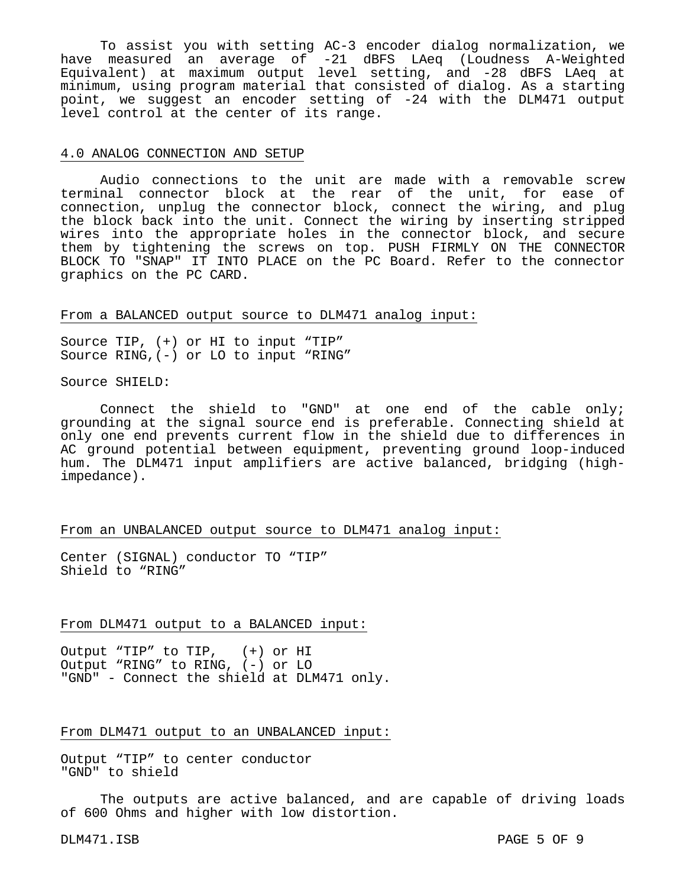To assist you with setting AC-3 encoder dialog normalization, we have measured an average of -21 dBFS LAeq (Loudness A-Weighted Equivalent) at maximum output level setting, and -28 dBFS LAeq at minimum, using program material that consisted of dialog. As a starting point, we suggest an encoder setting of -24 with the DLM471 output level control at the center of its range.

## 4.0 ANALOG CONNECTION AND SETUP

Audio connections to the unit are made with a removable screw terminal connector block at the rear of the unit, for ease of connection, unplug the connector block, connect the wiring, and plug the block back into the unit. Connect the wiring by inserting stripped wires into the appropriate holes in the connector block, and secure them by tightening the screws on top. PUSH FIRMLY ON THE CONNECTOR BLOCK TO "SNAP" IT INTO PLACE on the PC Board. Refer to the connector graphics on the PC CARD.

### From a BALANCED output source to DLM471 analog input:

Source TIP, (+) or HI to input “TIP”
Source RING,(-) or LO to input “RING”

Source SHIELD:

Connect the shield to "GND" at one end of the cable only; grounding at the signal source end is preferable. Connecting shield at only one end prevents current flow in the shield due to differences in AC ground potential between equipment, preventing ground loop-induced hum. The DLM471 input amplifiers are active balanced, bridging (high-impedance).

### From an UNBALANCED output source to DLM471 analog input:

Center (SIGNAL) conductor TO “TIP”
Shield to “RING”

### From DLM471 output to a BALANCED input:

Output “TIP” to TIP, (+) or HI
Output “RING” to RING, (-) or LO
"GND" - Connect the shield at DLM471 only.

### From DLM471 output to an UNBALANCED input:

Output “TIP” to center conductor
"GND" to shield

The outputs are active balanced, and are capable of driving loads of 600 Ohms and higher with low distortion.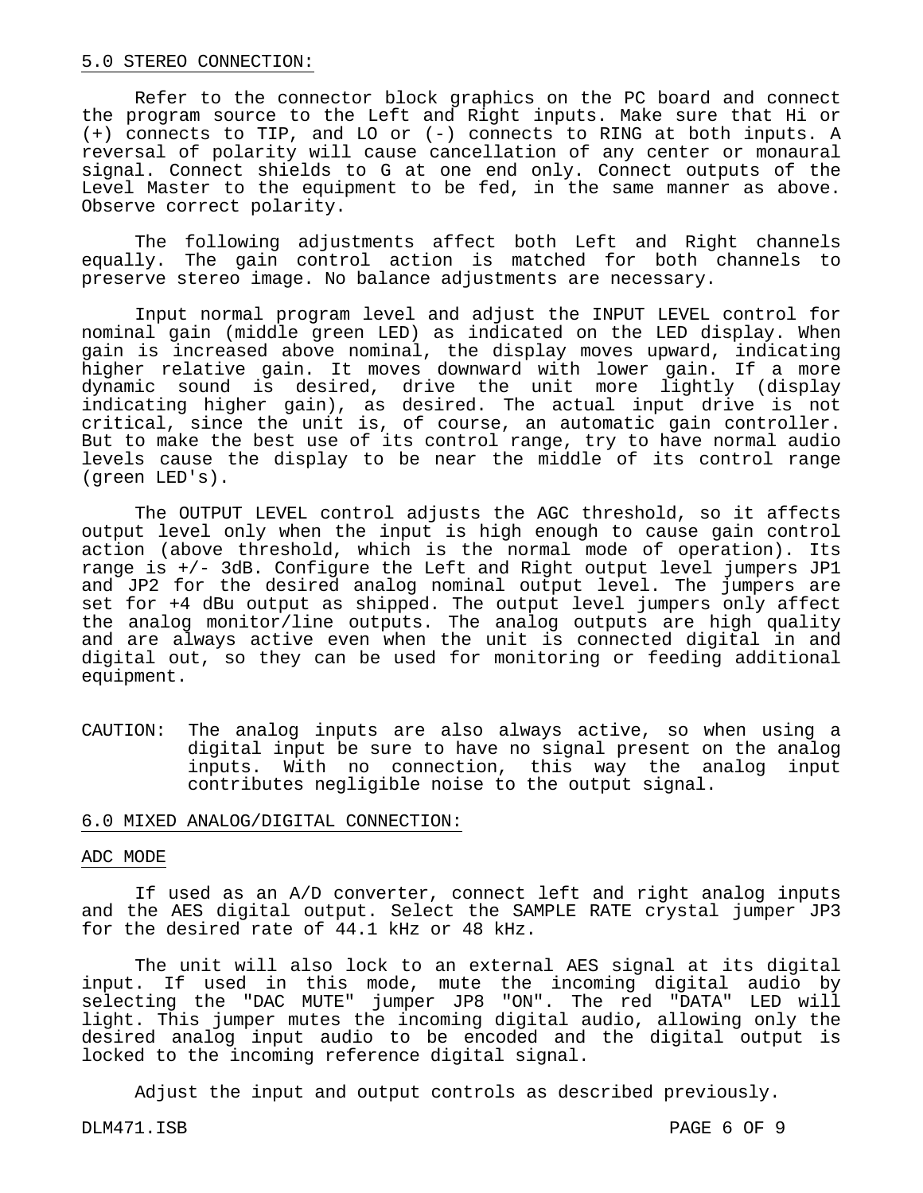## 5.0 STEREO CONNECTION:

Refer to the connector block graphics on the PC board and connect the program source to the Left and Right inputs. Make sure that Hi or (+) connects to TIP, and LO or (-) connects to RING at both inputs. A reversal of polarity will cause cancellation of any center or monaural signal. Connect shields to G at one end only. Connect outputs of the Level Master to the equipment to be fed, in the same manner as above. Observe correct polarity.

The following adjustments affect both Left and Right channels equally. The gain control action is matched for both channels to preserve stereo image. No balance adjustments are necessary.

Input normal program level and adjust the INPUT LEVEL control for nominal gain (middle green LED) as indicated on the LED display. When gain is increased above nominal, the display moves upward, indicating higher relative gain. It moves downward with lower gain. If a more dynamic sound is desired, drive the unit more lightly (display indicating higher gain), as desired. The actual input drive is not critical, since the unit is, of course, an automatic gain controller. But to make the best use of its control range, try to have normal audio levels cause the display to be near the middle of its control range (green LED's).

The OUTPUT LEVEL control adjusts the AGC threshold, so it affects output level only when the input is high enough to cause gain control action (above threshold, which is the normal mode of operation). Its range is +/- 3dB. Configure the Left and Right output level jumpers JP1 and JP2 for the desired analog nominal output level. The jumpers are set for +4 dBu output as shipped. The output level jumpers only affect the analog monitor/line outputs. The analog outputs are high quality and are always active even when the unit is connected digital in and digital out, so they can be used for monitoring or feeding additional equipment.

CAUTION: The analog inputs are also always active, so when using a digital input be sure to have no signal present on the analog inputs. With no connection, this way the analog input contributes negligible noise to the output signal.

## 6.0 MIXED ANALOG/DIGITAL CONNECTION:

### ADC MODE

If used as an A/D converter, connect left and right analog inputs and the AES digital output. Select the SAMPLE RATE crystal jumper JP3 for the desired rate of 44.1 kHz or 48 kHz.

The unit will also lock to an external AES signal at its digital input. If used in this mode, mute the incoming digital audio by selecting the "DAC MUTE" jumper JP8 "ON". The red "DATA" LED will light. This jumper mutes the incoming digital audio, allowing only the desired analog input audio to be encoded and the digital output is locked to the incoming reference digital signal.

Adjust the input and output controls as described previously.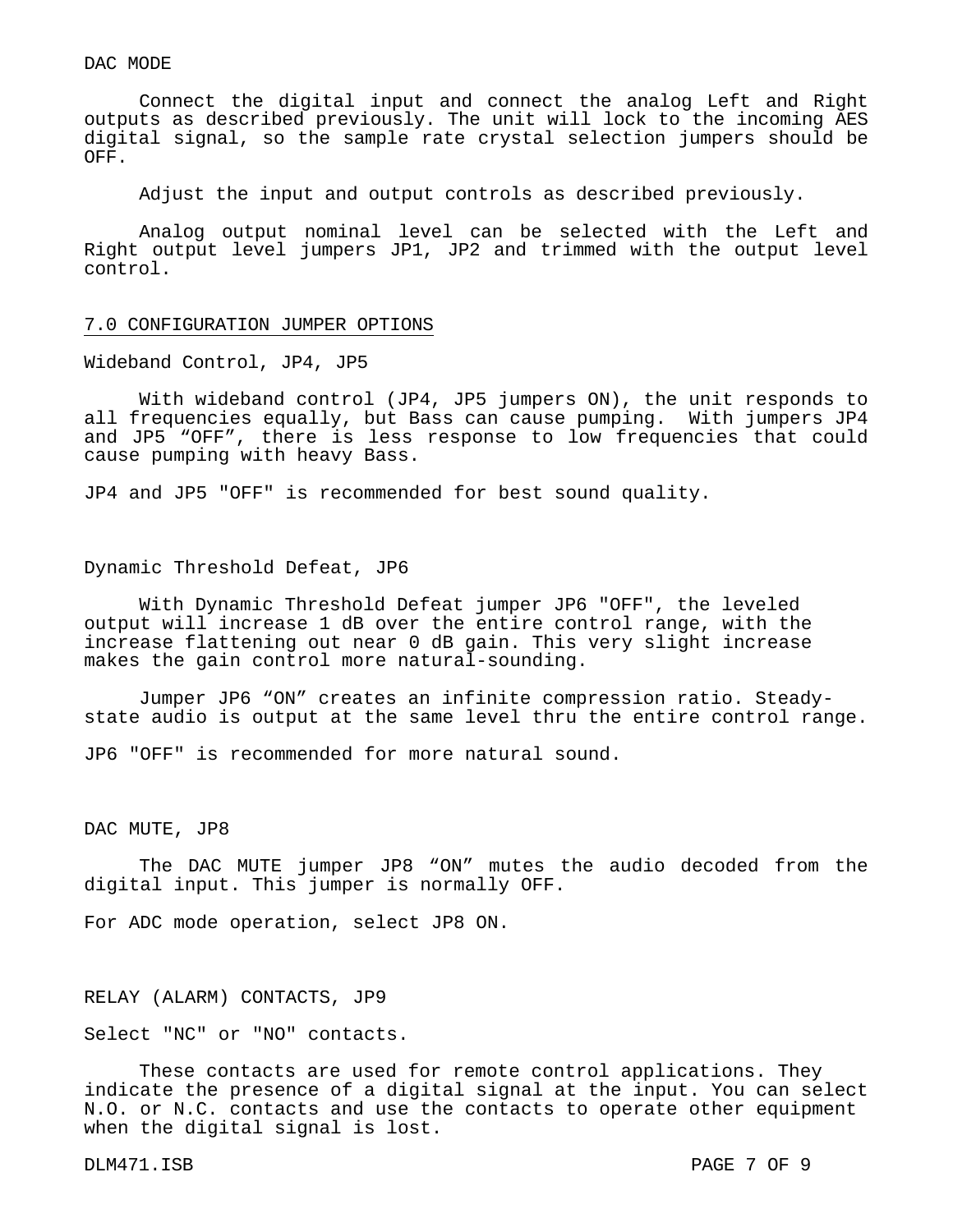DAC MODE

Connect the digital input and connect the analog Left and Right outputs as described previously. The unit will lock to the incoming AES digital signal, so the sample rate crystal selection jumpers should be OFF.

Adjust the input and output controls as described previously.

Analog output nominal level can be selected with the Left and Right output level jumpers JP1, JP2 and trimmed with the output level control.

## 7.0 CONFIGURATION JUMPER OPTIONS

Wideband Control, JP4, JP5

With wideband control (JP4, JP5 jumpers ON), the unit responds to all frequencies equally, but Bass can cause pumping. With jumpers JP4 and JP5 “OFF”, there is less response to low frequencies that could cause pumping with heavy Bass.

JP4 and JP5 "OFF" is recommended for best sound quality.

Dynamic Threshold Defeat, JP6

With Dynamic Threshold Defeat jumper JP6 "OFF", the leveled output will increase 1 dB over the entire control range, with the increase flattening out near 0 dB gain. This very slight increase makes the gain control more natural-sounding.

Jumper JP6 “ON” creates an infinite compression ratio. Steady-state audio is output at the same level thru the entire control range.

JP6 "OFF" is recommended for more natural sound.

DAC MUTE, JP8

The DAC MUTE jumper JP8 “ON” mutes the audio decoded from the digital input. This jumper is normally OFF.

For ADC mode operation, select JP8 ON.

RELAY (ALARM) CONTACTS, JP9

Select "NC" or "NO" contacts.

These contacts are used for remote control applications. They indicate the presence of a digital signal at the input. You can select N.O. or N.C. contacts and use the contacts to operate other equipment when the digital signal is lost.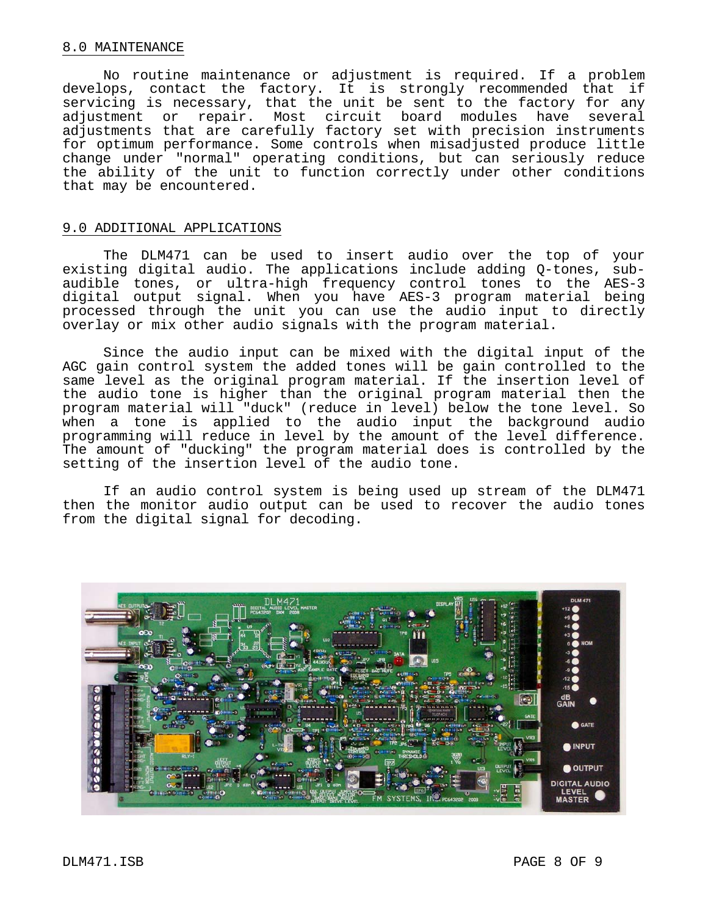## 8.0 MAINTENANCE

No routine maintenance or adjustment is required. If a problem develops, contact the factory. It is strongly recommended that if servicing is necessary, that the unit be sent to the factory for any adjustment or repair. Most circuit board modules have several adjustments that are carefully factory set with precision instruments for optimum performance. Some controls when misadjusted produce little change under "normal" operating conditions, but can seriously reduce the ability of the unit to function correctly under other conditions that may be encountered.

## 9.0 ADDITIONAL APPLICATIONS

The DLM471 can be used to insert audio over the top of your existing digital audio. The applications include adding Q-tones, sub-audible tones, or ultra-high frequency control tones to the AES-3 digital output signal. When you have AES-3 program material being processed through the unit you can use the audio input to directly overlay or mix other audio signals with the program material.

Since the audio input can be mixed with the digital input of the AGC gain control system the added tones will be gain controlled to the same level as the original program material. If the insertion level of the audio tone is higher than the original program material then the program material will "duck" (reduce in level) below the tone level. So when a tone is applied to the audio input the background audio programming will reduce in level by the amount of the level difference. The amount of "ducking" the program material does is controlled by the setting of the insertion level of the audio tone.

If an audio control system is being used up stream of the DLM471 then the monitor audio output can be used to recover the audio tones from the digital signal for decoding.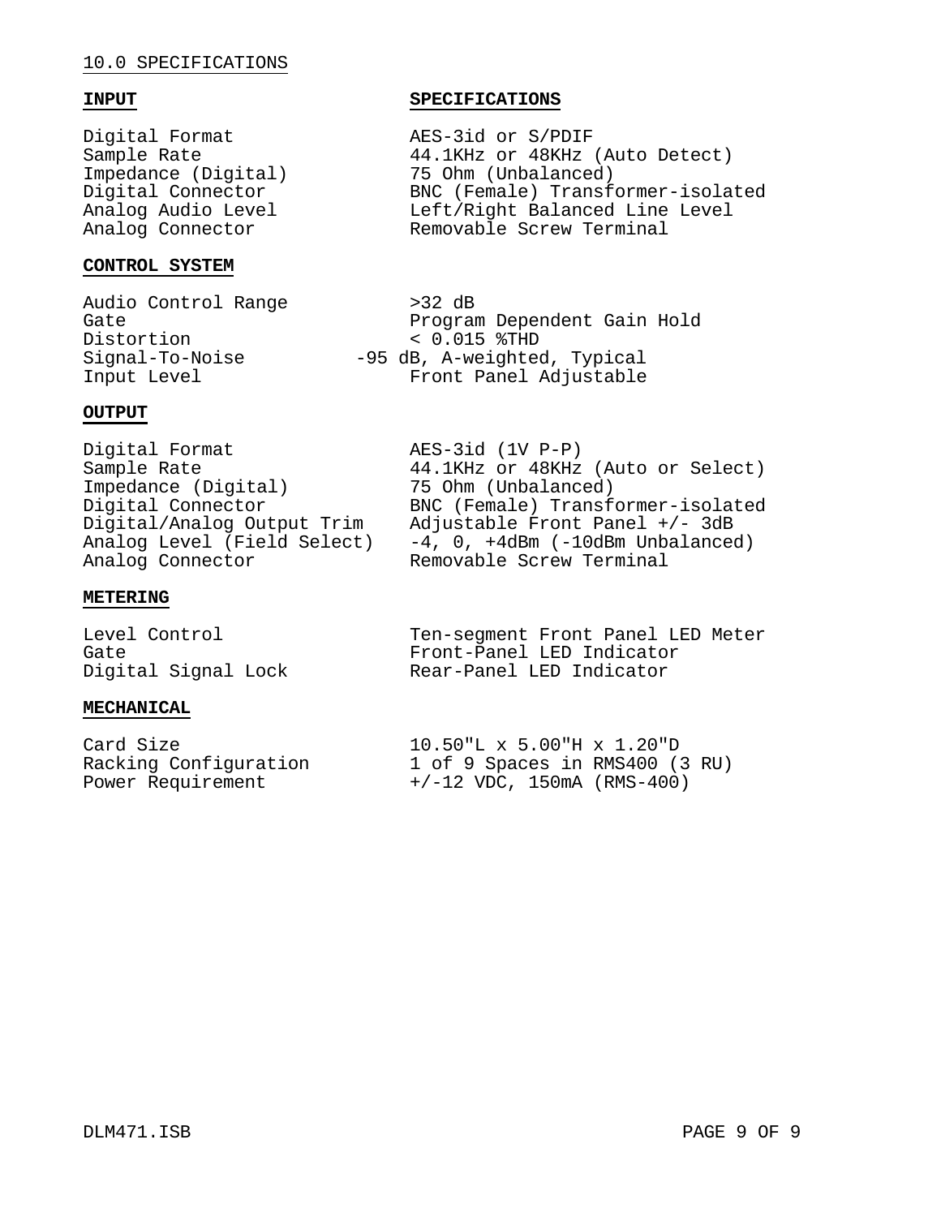## 10.0 SPECIFICATIONS

| INPUT | SPECIFICATIONS |
| --- | --- |
| Digital Format | AES-3id or S/PDIF |
| Sample Rate | 44.1KHz or 48KHz (Auto Detect) |
| Impedance (Digital) | 75 Ohm (Unbalanced) |
| Digital Connector | BNC (Female) Transformer-isolated |
| Analog Audio Level | Left/Right Balanced Line Level |
| Analog Connector | Removable Screw Terminal |

**CONTROL SYSTEM**

| | |
| --- | --- |
| Audio Control Range | >32 dB |
| Gate | Program Dependent Gain Hold |
| Distortion | < 0.015 %THD |
| Signal-To-Noise | -95 dB, A-weighted, Typical |
| Input Level | Front Panel Adjustable |

**OUTPUT**

| | |
| --- | --- |
| Digital Format | AES-3id (1V P-P) |
| Sample Rate | 44.1KHz or 48KHz (Auto or Select) |
| Impedance (Digital) | 75 Ohm (Unbalanced) |
| Digital Connector | BNC (Female) Transformer-isolated |
| Digital/Analog Output Trim | Adjustable Front Panel +/- 3dB |
| Analog Level (Field Select) | -4, 0, +4dBm (-10dBm Unbalanced) |
| Analog Connector | Removable Screw Terminal |

**METERING**

| | |
| --- | --- |
| Level Control | Ten-segment Front Panel LED Meter |
| Gate | Front-Panel LED Indicator |
| Digital Signal Lock | Rear-Panel LED Indicator |

**MECHANICAL**

| | |
| --- | --- |
| Card Size | 10.50"L x 5.00"H x 1.20"D |
| Racking Configuration | 1 of 9 Spaces in RMS400 (3 RU) |
| Power Requirement | +/-12 VDC, 150mA (RMS-400) |